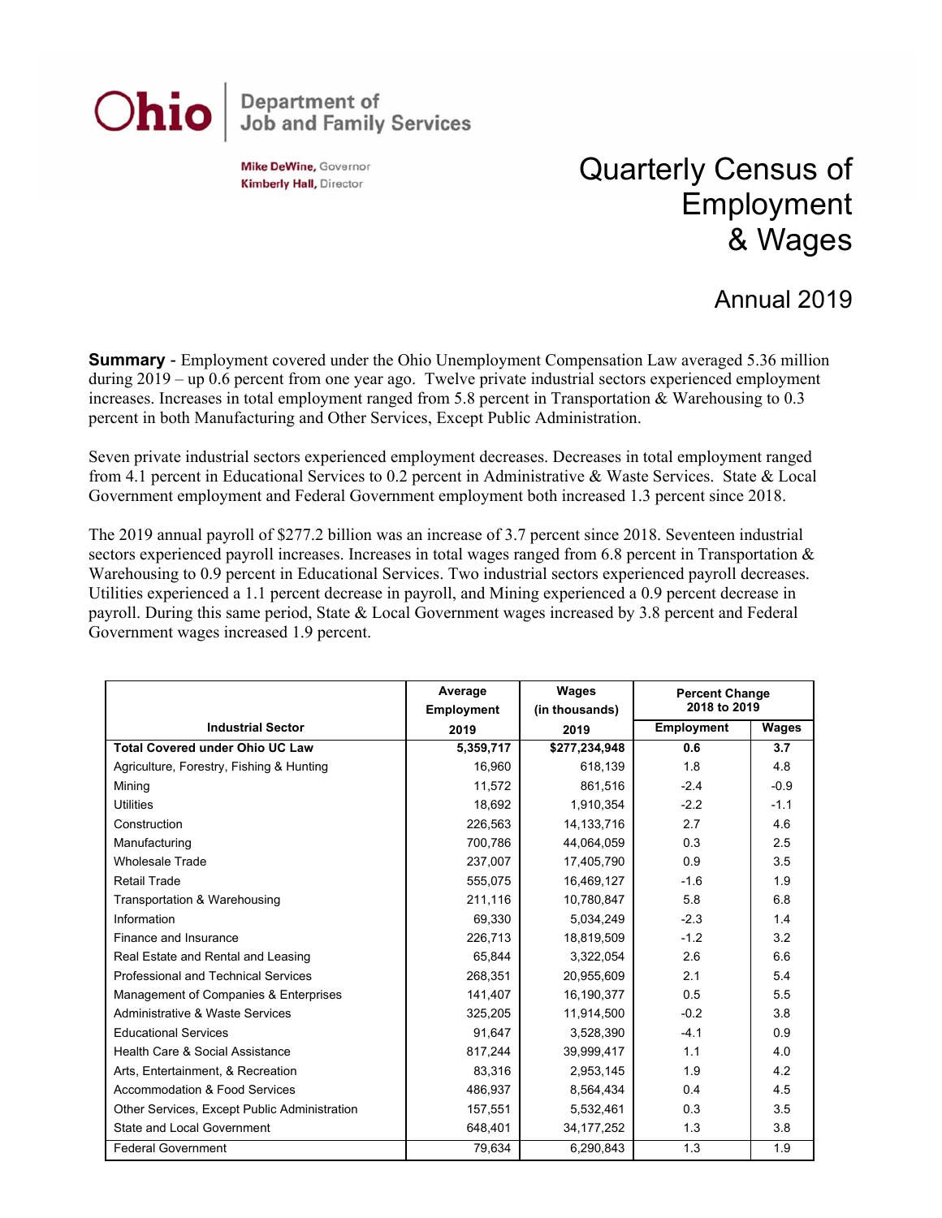Ohio | Department of Job and Family Services

Mike DeWine, Governor
Kimberly Hall, Director

# Quarterly Census of Employment & Wages

## Annual 2019

**Summary** - Employment covered under the Ohio Unemployment Compensation Law averaged 5.36 million during 2019 – up 0.6 percent from one year ago. Twelve private industrial sectors experienced employment increases. Increases in total employment ranged from 5.8 percent in Transportation & Warehousing to 0.3 percent in both Manufacturing and Other Services, Except Public Administration.

Seven private industrial sectors experienced employment decreases. Decreases in total employment ranged from 4.1 percent in Educational Services to 0.2 percent in Administrative & Waste Services. State & Local Government employment and Federal Government employment both increased 1.3 percent since 2018.

The 2019 annual payroll of $277.2 billion was an increase of 3.7 percent since 2018. Seventeen industrial sectors experienced payroll increases. Increases in total wages ranged from 6.8 percent in Transportation & Warehousing to 0.9 percent in Educational Services. Two industrial sectors experienced payroll decreases. Utilities experienced a 1.1 percent decrease in payroll, and Mining experienced a 0.9 percent decrease in payroll. During this same period, State & Local Government wages increased by 3.8 percent and Federal Government wages increased 1.9 percent.

| Industrial Sector | Average Employment 2019 | Wages (in thousands) 2019 | Percent Change 2018 to 2019 | |
|---|---|---|---|---|
| | | | Employment | Wages |
| **Total Covered under Ohio UC Law** | **5,359,717** | **$277,234,948** | **0.6** | **3.7** |
| Agriculture, Forestry, Fishing & Hunting | 16,960 | 618,139 | 1.8 | 4.8 |
| Mining | 11,572 | 861,516 | -2.4 | -0.9 |
| Utilities | 18,692 | 1,910,354 | -2.2 | -1.1 |
| Construction | 226,563 | 14,133,716 | 2.7 | 4.6 |
| Manufacturing | 700,786 | 44,064,059 | 0.3 | 2.5 |
| Wholesale Trade | 237,007 | 17,405,790 | 0.9 | 3.5 |
| Retail Trade | 555,075 | 16,469,127 | -1.6 | 1.9 |
| Transportation & Warehousing | 211,116 | 10,780,847 | 5.8 | 6.8 |
| Information | 69,330 | 5,034,249 | -2.3 | 1.4 |
| Finance and Insurance | 226,713 | 18,819,509 | -1.2 | 3.2 |
| Real Estate and Rental and Leasing | 65,844 | 3,322,054 | 2.6 | 6.6 |
| Professional and Technical Services | 268,351 | 20,955,609 | 2.1 | 5.4 |
| Management of Companies & Enterprises | 141,407 | 16,190,377 | 0.5 | 5.5 |
| Administrative & Waste Services | 325,205 | 11,914,500 | -0.2 | 3.8 |
| Educational Services | 91,647 | 3,528,390 | -4.1 | 0.9 |
| Health Care & Social Assistance | 817,244 | 39,999,417 | 1.1 | 4.0 |
| Arts, Entertainment, & Recreation | 83,316 | 2,953,145 | 1.9 | 4.2 |
| Accommodation & Food Services | 486,937 | 8,564,434 | 0.4 | 4.5 |
| Other Services, Except Public Administration | 157,551 | 5,532,461 | 0.3 | 3.5 |
| State and Local Government | 648,401 | 34,177,252 | 1.3 | 3.8 |
| Federal Government | 79,634 | 6,290,843 | 1.3 | 1.9 |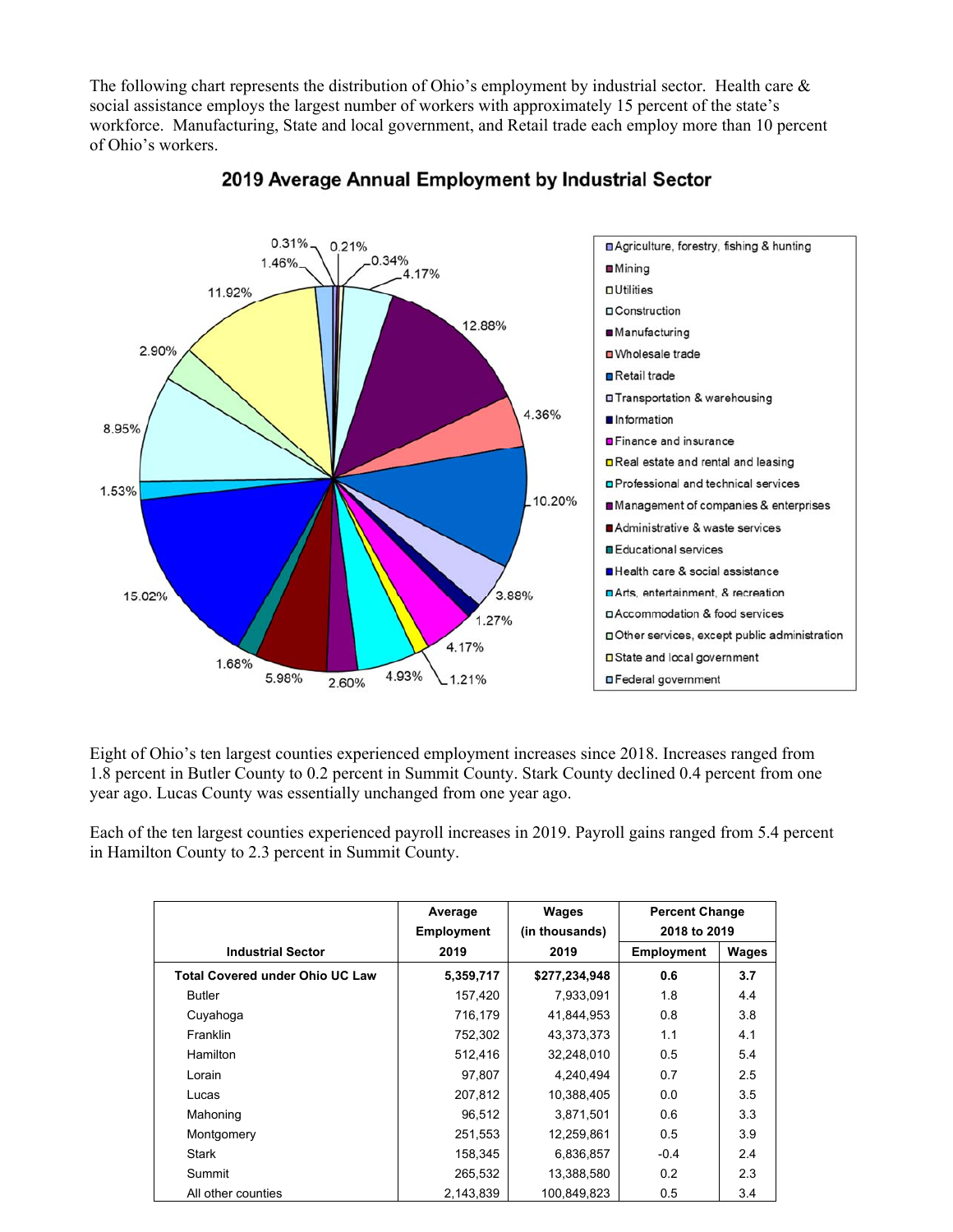The following chart represents the distribution of Ohio's employment by industrial sector. Health care & social assistance employs the largest number of workers with approximately 15 percent of the state's workforce. Manufacturing, State and local government, and Retail trade each employ more than 10 percent of Ohio's workers.

## 2019 Average Annual Employment by Industrial Sector

Eight of Ohio's ten largest counties experienced employment increases since 2018. Increases ranged from 1.8 percent in Butler County to 0.2 percent in Summit County. Stark County declined 0.4 percent from one year ago. Lucas County was essentially unchanged from one year ago.

Each of the ten largest counties experienced payroll increases in 2019. Payroll gains ranged from 5.4 percent in Hamilton County to 2.3 percent in Summit County.

| Industrial Sector | Average Employment 2019 | Wages (in thousands) 2019 | Percent Change 2018 to 2019 | |
|---|---|---|---|---|
| | | | Employment | Wages |
| **Total Covered under Ohio UC Law** | **5,359,717** | **$277,234,948** | **0.6** | **3.7** |
| Butler | 157,420 | 7,933,091 | 1.8 | 4.4 |
| Cuyahoga | 716,179 | 41,844,953 | 0.8 | 3.8 |
| Franklin | 752,302 | 43,373,373 | 1.1 | 4.1 |
| Hamilton | 512,416 | 32,248,010 | 0.5 | 5.4 |
| Lorain | 97,807 | 4,240,494 | 0.7 | 2.5 |
| Lucas | 207,812 | 10,388,405 | 0.0 | 3.5 |
| Mahoning | 96,512 | 3,871,501 | 0.6 | 3.3 |
| Montgomery | 251,553 | 12,259,861 | 0.5 | 3.9 |
| Stark | 158,345 | 6,836,857 | -0.4 | 2.4 |
| Summit | 265,532 | 13,388,580 | 0.2 | 2.3 |
| All other counties | 2,143,839 | 100,849,823 | 0.5 | 3.4 |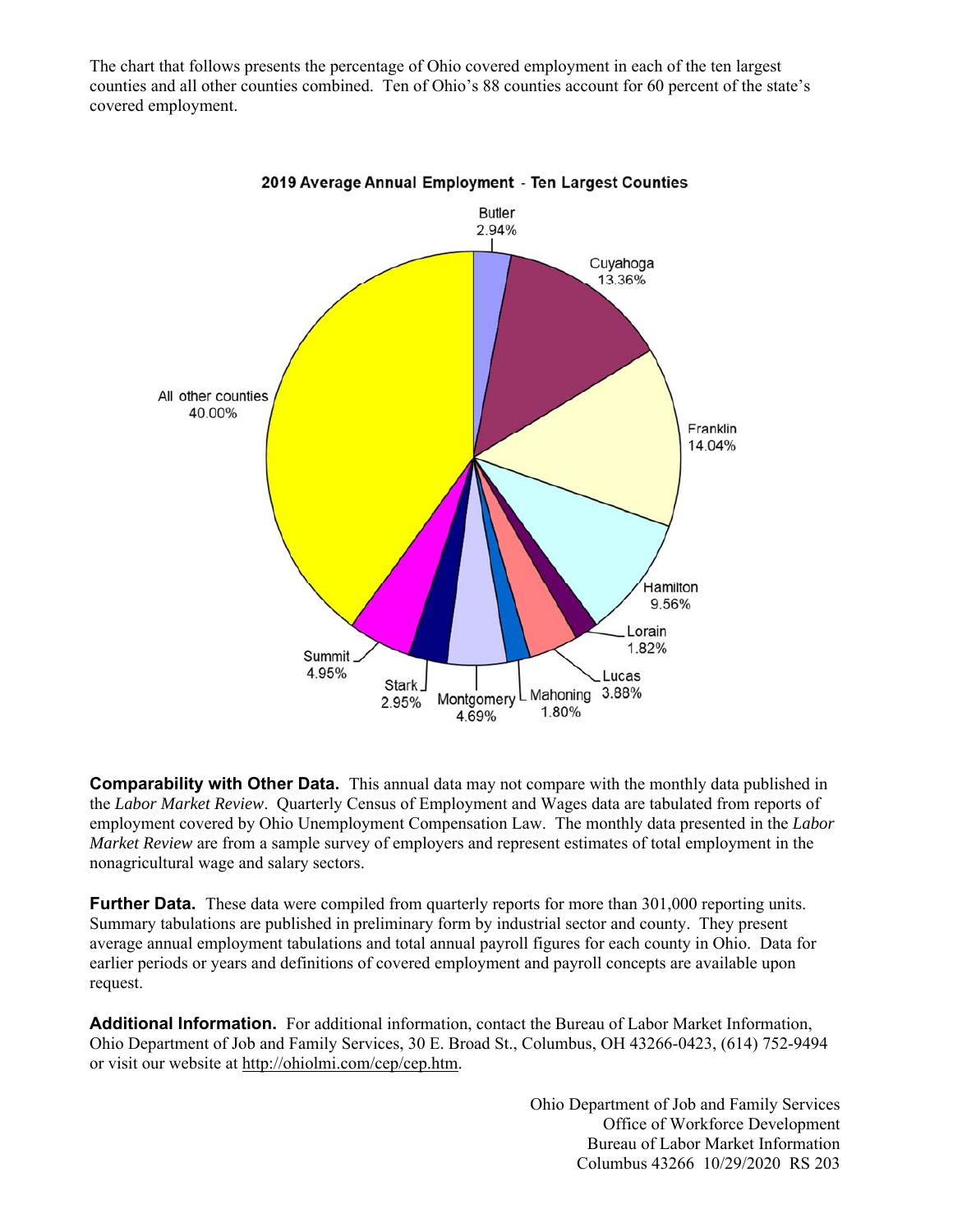The chart that follows presents the percentage of Ohio covered employment in each of the ten largest counties and all other counties combined. Ten of Ohio's 88 counties account for 60 percent of the state's covered employment.

**2019 Average Annual Employment - Ten Largest Counties**

Butler
2.94%

Cuyahoga
13.36%

Franklin
14.04%

Hamilton
9.56%

Lorain
1.82%

Lucas
3.88%

Mahoning
1.80%

Montgomery
4.69%

Stark
2.95%

Summit
4.95%

All other counties
40.00%

**Comparability with Other Data.** This annual data may not compare with the monthly data published in the *Labor Market Review*. Quarterly Census of Employment and Wages data are tabulated from reports of employment covered by Ohio Unemployment Compensation Law. The monthly data presented in the *Labor Market Review* are from a sample survey of employers and represent estimates of total employment in the nonagricultural wage and salary sectors.

**Further Data.** These data were compiled from quarterly reports for more than 301,000 reporting units. Summary tabulations are published in preliminary form by industrial sector and county. They present average annual employment tabulations and total annual payroll figures for each county in Ohio. Data for earlier periods or years and definitions of covered employment and payroll concepts are available upon request.

**Additional Information.** For additional information, contact the Bureau of Labor Market Information, Ohio Department of Job and Family Services, 30 E. Broad St., Columbus, OH 43266-0423, (614) 752-9494 or visit our website at http://ohiolmi.com/cep/cep.htm.

Ohio Department of Job and Family Services
Office of Workforce Development
Bureau of Labor Market Information
Columbus 43266 10/29/2020 RS 203